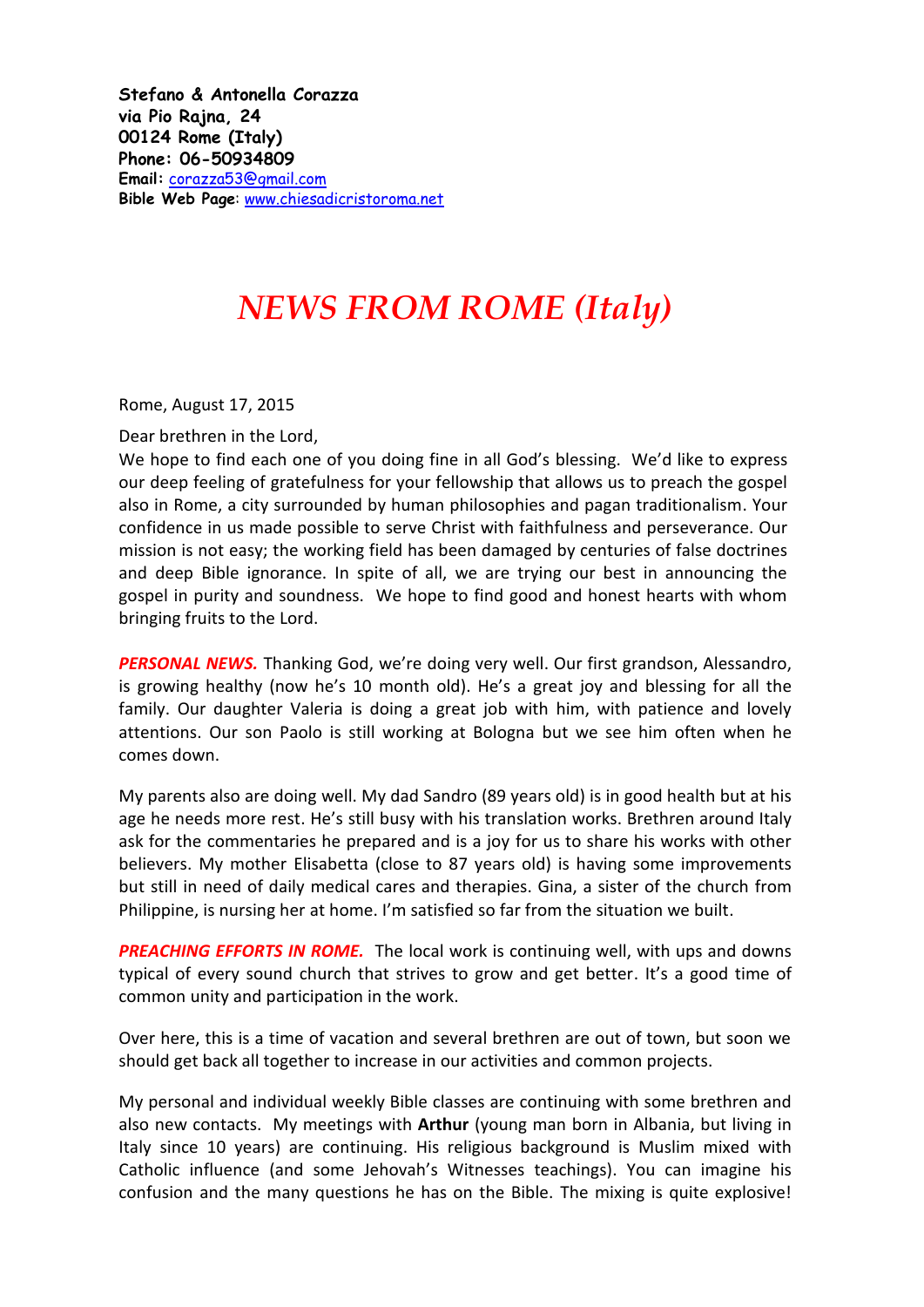**Stefano & Antonella Corazza**
**via Pio Rajna, 24**
**00124 Rome (Italy)**
**Phone: 06-50934809**
**Email:** corazza53@gmail.com
**Bible Web Page**: www.chiesadicristoroma.net

# *NEWS FROM ROME (Italy)*

Rome, August 17, 2015

Dear brethren in the Lord,

We hope to find each one of you doing fine in all God's blessing. We'd like to express our deep feeling of gratefulness for your fellowship that allows us to preach the gospel also in Rome, a city surrounded by human philosophies and pagan traditionalism. Your confidence in us made possible to serve Christ with faithfulness and perseverance. Our mission is not easy; the working field has been damaged by centuries of false doctrines and deep Bible ignorance. In spite of all, we are trying our best in announcing the gospel in purity and soundness. We hope to find good and honest hearts with whom bringing fruits to the Lord.

***PERSONAL NEWS.*** Thanking God, we're doing very well. Our first grandson, Alessandro, is growing healthy (now he's 10 month old). He's a great joy and blessing for all the family. Our daughter Valeria is doing a great job with him, with patience and lovely attentions. Our son Paolo is still working at Bologna but we see him often when he comes down.

My parents also are doing well. My dad Sandro (89 years old) is in good health but at his age he needs more rest. He's still busy with his translation works. Brethren around Italy ask for the commentaries he prepared and is a joy for us to share his works with other believers. My mother Elisabetta (close to 87 years old) is having some improvements but still in need of daily medical cares and therapies. Gina, a sister of the church from Philippine, is nursing her at home. I'm satisfied so far from the situation we built.

***PREACHING EFFORTS IN ROME.*** The local work is continuing well, with ups and downs typical of every sound church that strives to grow and get better. It's a good time of common unity and participation in the work.

Over here, this is a time of vacation and several brethren are out of town, but soon we should get back all together to increase in our activities and common projects.

My personal and individual weekly Bible classes are continuing with some brethren and also new contacts. My meetings with **Arthur** (young man born in Albania, but living in Italy since 10 years) are continuing. His religious background is Muslim mixed with Catholic influence (and some Jehovah's Witnesses teachings). You can imagine his confusion and the many questions he has on the Bible. The mixing is quite explosive!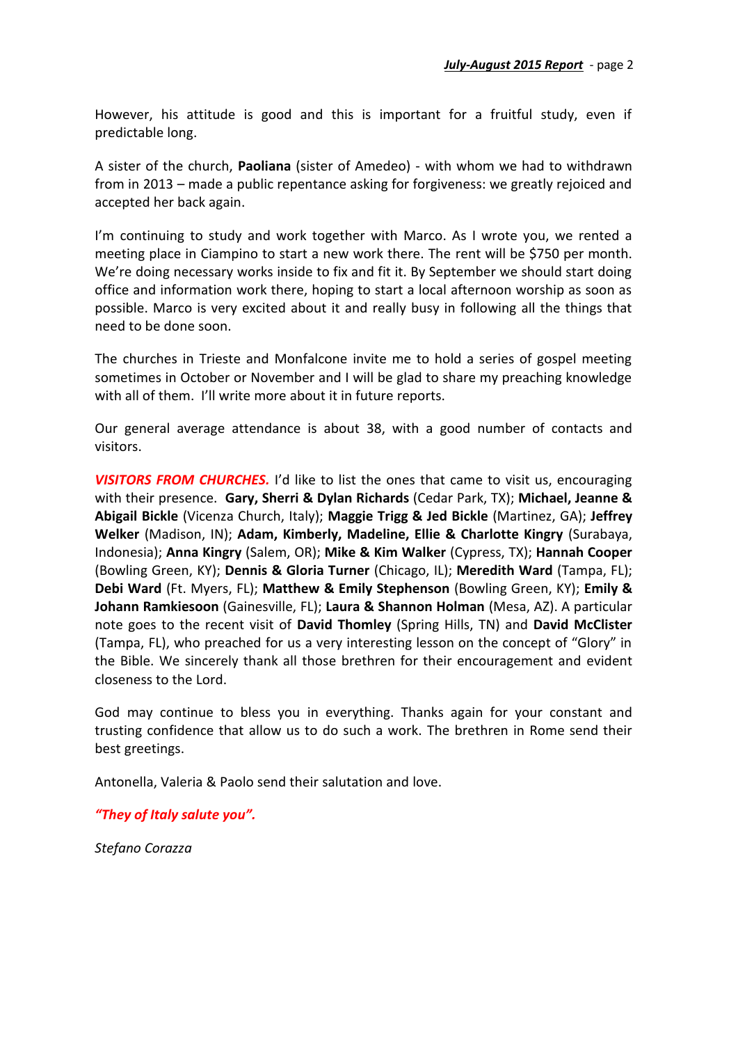However, his attitude is good and this is important for a fruitful study, even if predictable long.

A sister of the church, **Paoliana** (sister of Amedeo) - with whom we had to withdrawn from in 2013 – made a public repentance asking for forgiveness: we greatly rejoiced and accepted her back again.

I'm continuing to study and work together with Marco. As I wrote you, we rented a meeting place in Ciampino to start a new work there. The rent will be $750 per month. We're doing necessary works inside to fix and fit it. By September we should start doing office and information work there, hoping to start a local afternoon worship as soon as possible. Marco is very excited about it and really busy in following all the things that need to be done soon.

The churches in Trieste and Monfalcone invite me to hold a series of gospel meeting sometimes in October or November and I will be glad to share my preaching knowledge with all of them. I'll write more about it in future reports.

Our general average attendance is about 38, with a good number of contacts and visitors.

***VISITORS FROM CHURCHES.*** I'd like to list the ones that came to visit us, encouraging with their presence. **Gary, Sherri & Dylan Richards** (Cedar Park, TX); **Michael, Jeanne & Abigail Bickle** (Vicenza Church, Italy); **Maggie Trigg & Jed Bickle** (Martinez, GA); **Jeffrey Welker** (Madison, IN); **Adam, Kimberly, Madeline, Ellie & Charlotte Kingry** (Surabaya, Indonesia); **Anna Kingry** (Salem, OR); **Mike & Kim Walker** (Cypress, TX); **Hannah Cooper** (Bowling Green, KY); **Dennis & Gloria Turner** (Chicago, IL); **Meredith Ward** (Tampa, FL); **Debi Ward** (Ft. Myers, FL); **Matthew & Emily Stephenson** (Bowling Green, KY); **Emily & Johann Ramkiesoon** (Gainesville, FL); **Laura & Shannon Holman** (Mesa, AZ). A particular note goes to the recent visit of **David Thomley** (Spring Hills, TN) and **David McClister** (Tampa, FL), who preached for us a very interesting lesson on the concept of "Glory" in the Bible. We sincerely thank all those brethren for their encouragement and evident closeness to the Lord.

God may continue to bless you in everything. Thanks again for your constant and trusting confidence that allow us to do such a work. The brethren in Rome send their best greetings.

Antonella, Valeria & Paolo send their salutation and love.

***"They of Italy salute you".***

*Stefano Corazza*